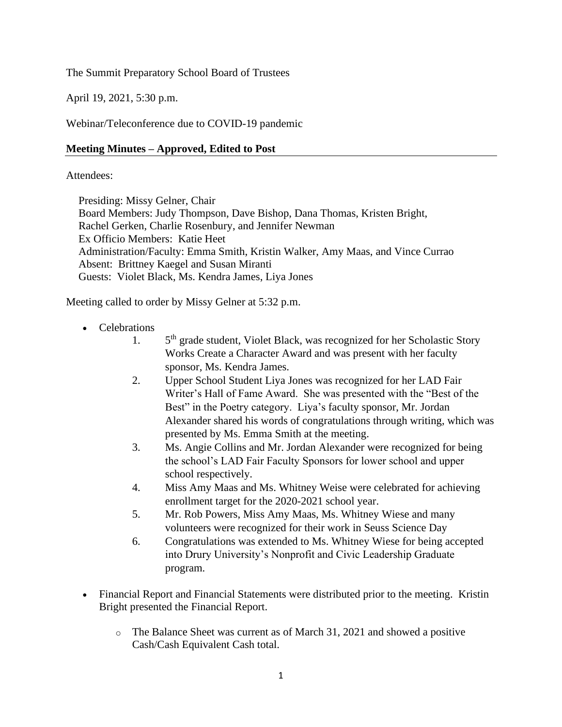The Summit Preparatory School Board of Trustees

April 19, 2021, 5:30 p.m.

Webinar/Teleconference due to COVID-19 pandemic

**Meeting Minutes – Approved, Edited to Post**

Attendees:

Presiding: Missy Gelner, Chair
Board Members: Judy Thompson, Dave Bishop, Dana Thomas, Kristen Bright, Rachel Gerken, Charlie Rosenbury, and Jennifer Newman
Ex Officio Members: Katie Heet
Administration/Faculty: Emma Smith, Kristin Walker, Amy Maas, and Vince Currao
Absent: Brittney Kaegel and Susan Miranti
Guests: Violet Black, Ms. Kendra James, Liya Jones

Meeting called to order by Missy Gelner at 5:32 p.m.

- Celebrations
    1. 5th grade student, Violet Black, was recognized for her Scholastic Story Works Create a Character Award and was present with her faculty sponsor, Ms. Kendra James.
    2. Upper School Student Liya Jones was recognized for her LAD Fair Writer's Hall of Fame Award. She was presented with the "Best of the Best" in the Poetry category. Liya's faculty sponsor, Mr. Jordan Alexander shared his words of congratulations through writing, which was presented by Ms. Emma Smith at the meeting.
    3. Ms. Angie Collins and Mr. Jordan Alexander were recognized for being the school's LAD Fair Faculty Sponsors for lower school and upper school respectively.
    4. Miss Amy Maas and Ms. Whitney Weise were celebrated for achieving enrollment target for the 2020-2021 school year.
    5. Mr. Rob Powers, Miss Amy Maas, Ms. Whitney Wiese and many volunteers were recognized for their work in Seuss Science Day
    6. Congratulations was extended to Ms. Whitney Wiese for being accepted into Drury University's Nonprofit and Civic Leadership Graduate program.

- Financial Report and Financial Statements were distributed prior to the meeting. Kristin Bright presented the Financial Report.
    - The Balance Sheet was current as of March 31, 2021 and showed a positive Cash/Cash Equivalent Cash total.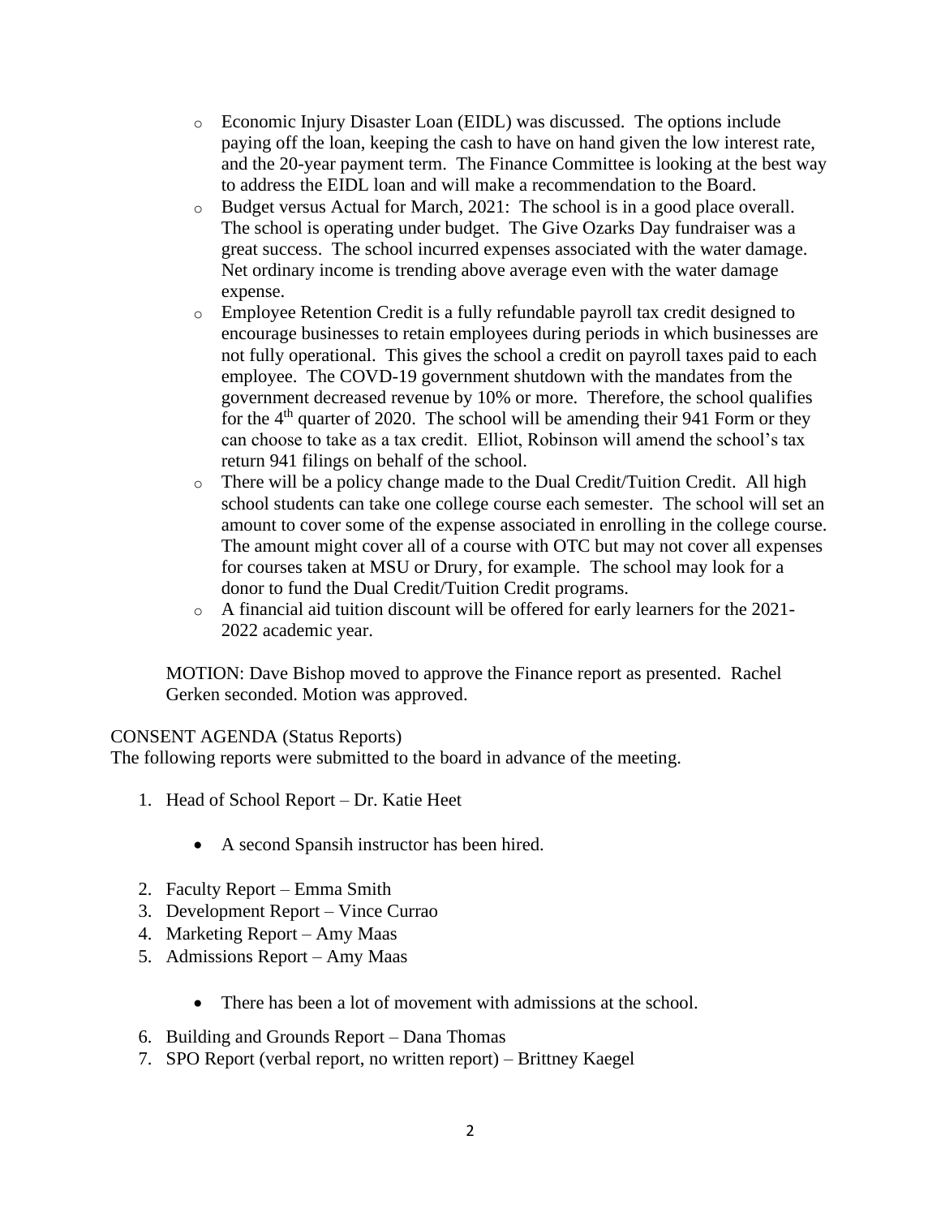- Economic Injury Disaster Loan (EIDL) was discussed. The options include paying off the loan, keeping the cash to have on hand given the low interest rate, and the 20-year payment term. The Finance Committee is looking at the best way to address the EIDL loan and will make a recommendation to the Board.
- Budget versus Actual for March, 2021: The school is in a good place overall. The school is operating under budget. The Give Ozarks Day fundraiser was a great success. The school incurred expenses associated with the water damage. Net ordinary income is trending above average even with the water damage expense.
- Employee Retention Credit is a fully refundable payroll tax credit designed to encourage businesses to retain employees during periods in which businesses are not fully operational. This gives the school a credit on payroll taxes paid to each employee. The COVD-19 government shutdown with the mandates from the government decreased revenue by 10% or more. Therefore, the school qualifies for the 4th quarter of 2020. The school will be amending their 941 Form or they can choose to take as a tax credit. Elliot, Robinson will amend the school's tax return 941 filings on behalf of the school.
- There will be a policy change made to the Dual Credit/Tuition Credit. All high school students can take one college course each semester. The school will set an amount to cover some of the expense associated in enrolling in the college course. The amount might cover all of a course with OTC but may not cover all expenses for courses taken at MSU or Drury, for example. The school may look for a donor to fund the Dual Credit/Tuition Credit programs.
- A financial aid tuition discount will be offered for early learners for the 2021-2022 academic year.

MOTION: Dave Bishop moved to approve the Finance report as presented. Rachel Gerken seconded. Motion was approved.

CONSENT AGENDA (Status Reports)

The following reports were submitted to the board in advance of the meeting.

1. Head of School Report – Dr. Katie Heet
   - A second Spansih instructor has been hired.
2. Faculty Report – Emma Smith
3. Development Report – Vince Currao
4. Marketing Report – Amy Maas
5. Admissions Report – Amy Maas
   - There has been a lot of movement with admissions at the school.
6. Building and Grounds Report – Dana Thomas
7. SPO Report (verbal report, no written report) – Brittney Kaegel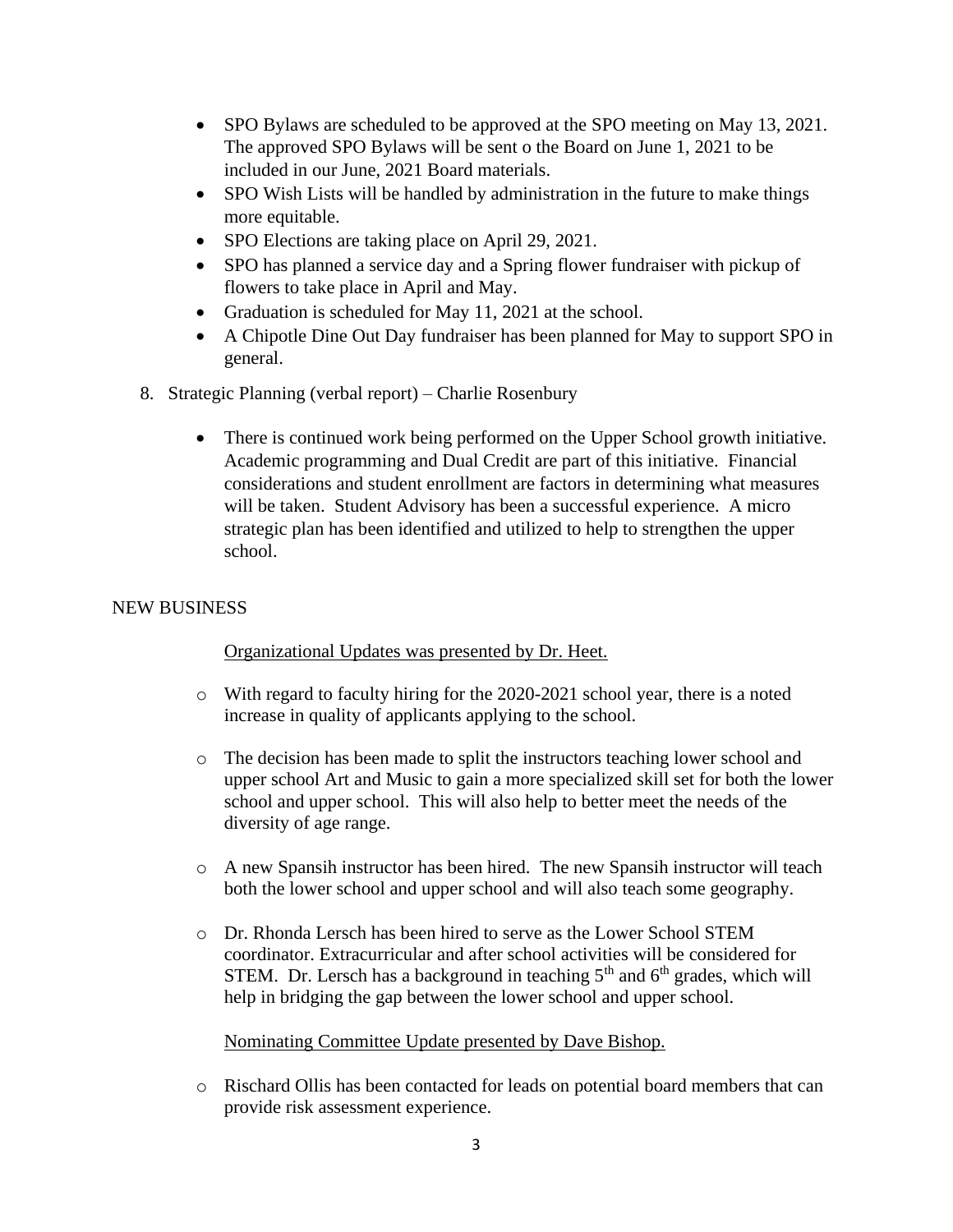- SPO Bylaws are scheduled to be approved at the SPO meeting on May 13, 2021. The approved SPO Bylaws will be sent o the Board on June 1, 2021 to be included in our June, 2021 Board materials.
- SPO Wish Lists will be handled by administration in the future to make things more equitable.
- SPO Elections are taking place on April 29, 2021.
- SPO has planned a service day and a Spring flower fundraiser with pickup of flowers to take place in April and May.
- Graduation is scheduled for May 11, 2021 at the school.
- A Chipotle Dine Out Day fundraiser has been planned for May to support SPO in general.

8. Strategic Planning (verbal report) – Charlie Rosenbury

   - There is continued work being performed on the Upper School growth initiative. Academic programming and Dual Credit are part of this initiative. Financial considerations and student enrollment are factors in determining what measures will be taken. Student Advisory has been a successful experience. A micro strategic plan has been identified and utilized to help to strengthen the upper school.

NEW BUSINESS

Organizational Updates was presented by Dr. Heet.

- With regard to faculty hiring for the 2020-2021 school year, there is a noted increase in quality of applicants applying to the school.
- The decision has been made to split the instructors teaching lower school and upper school Art and Music to gain a more specialized skill set for both the lower school and upper school. This will also help to better meet the needs of the diversity of age range.
- A new Spansih instructor has been hired. The new Spansih instructor will teach both the lower school and upper school and will also teach some geography.
- Dr. Rhonda Lersch has been hired to serve as the Lower School STEM coordinator. Extracurricular and after school activities will be considered for STEM. Dr. Lersch has a background in teaching 5th and 6th grades, which will help in bridging the gap between the lower school and upper school.

Nominating Committee Update presented by Dave Bishop.

- Rischard Ollis has been contacted for leads on potential board members that can provide risk assessment experience.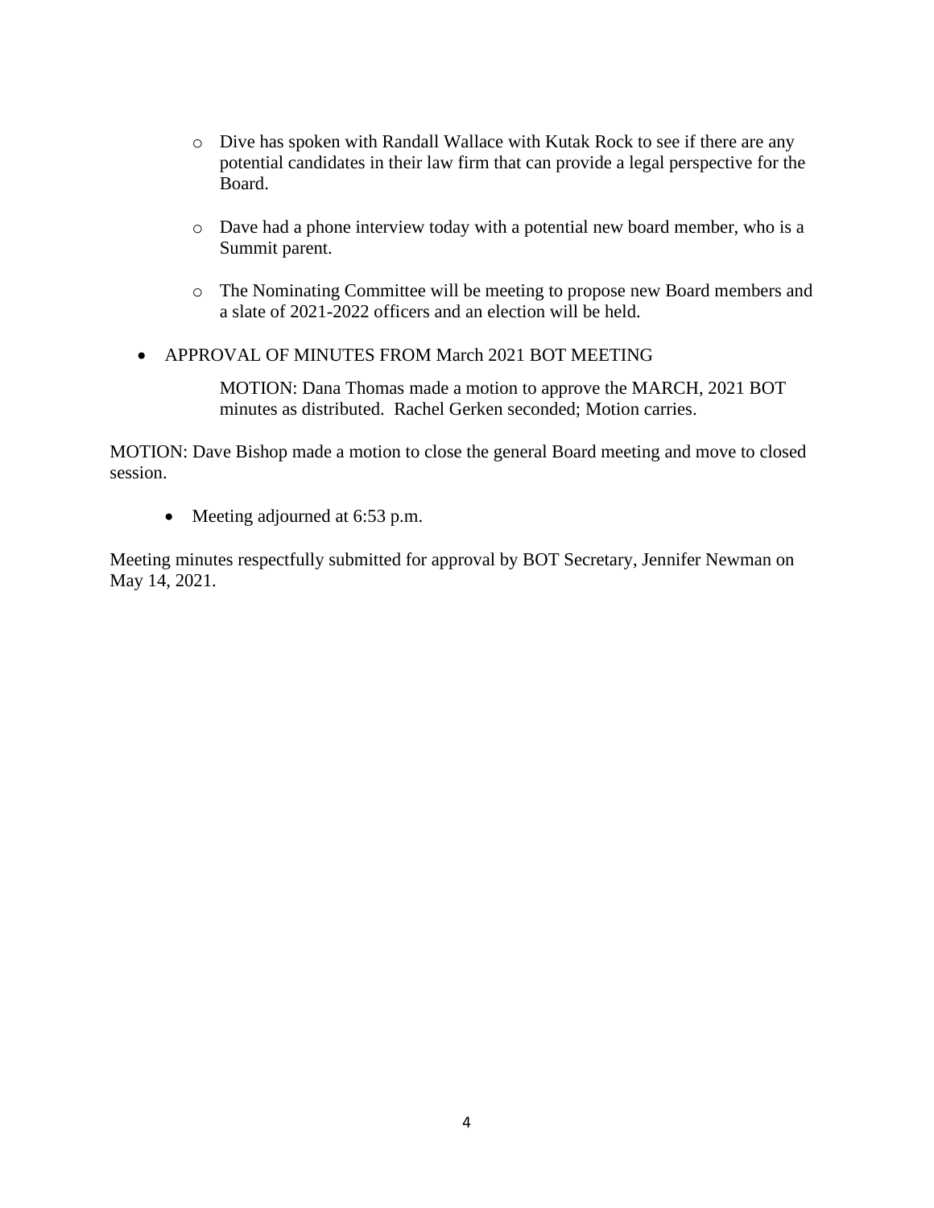- Dive has spoken with Randall Wallace with Kutak Rock to see if there are any potential candidates in their law firm that can provide a legal perspective for the Board.

  - Dave had a phone interview today with a potential new board member, who is a Summit parent.

  - The Nominating Committee will be meeting to propose new Board members and a slate of 2021-2022 officers and an election will be held.

- APPROVAL OF MINUTES FROM March 2021 BOT MEETING

  MOTION: Dana Thomas made a motion to approve the MARCH, 2021 BOT minutes as distributed. Rachel Gerken seconded; Motion carries.

MOTION: Dave Bishop made a motion to close the general Board meeting and move to closed session.

- Meeting adjourned at 6:53 p.m.

Meeting minutes respectfully submitted for approval by BOT Secretary, Jennifer Newman on May 14, 2021.